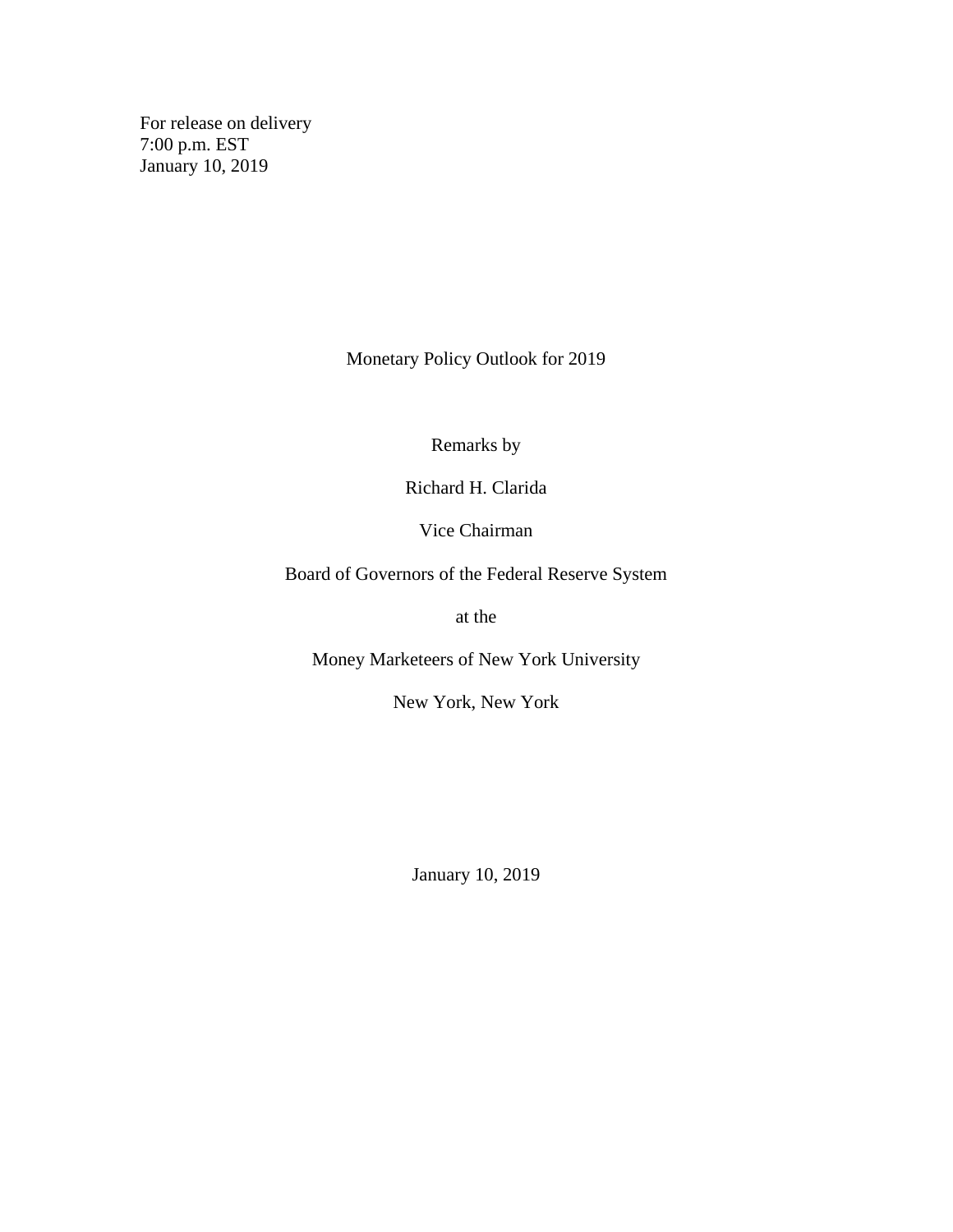For release on delivery
7:00 p.m. EST
January 10, 2019

# Monetary Policy Outlook for 2019

Remarks by

Richard H. Clarida

Vice Chairman

Board of Governors of the Federal Reserve System

at the

Money Marketeers of New York University

New York, New York

January 10, 2019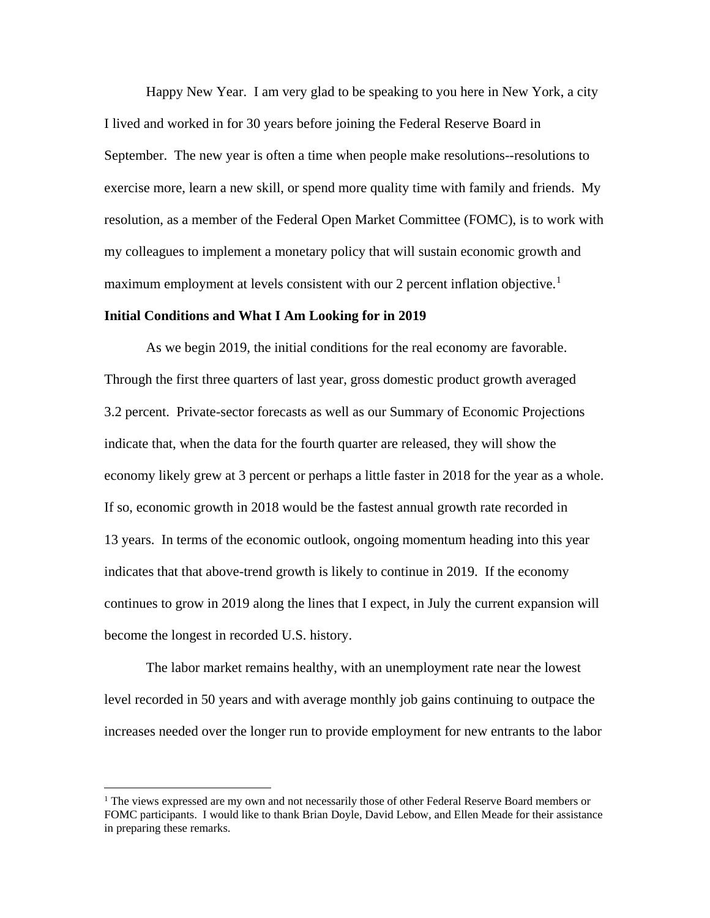Happy New Year. I am very glad to be speaking to you here in New York, a city I lived and worked in for 30 years before joining the Federal Reserve Board in September. The new year is often a time when people make resolutions--resolutions to exercise more, learn a new skill, or spend more quality time with family and friends. My resolution, as a member of the Federal Open Market Committee (FOMC), is to work with my colleagues to implement a monetary policy that will sustain economic growth and maximum employment at levels consistent with our 2 percent inflation objective.[1]

**Initial Conditions and What I Am Looking for in 2019**

As we begin 2019, the initial conditions for the real economy are favorable. Through the first three quarters of last year, gross domestic product growth averaged 3.2 percent. Private-sector forecasts as well as our Summary of Economic Projections indicate that, when the data for the fourth quarter are released, they will show the economy likely grew at 3 percent or perhaps a little faster in 2018 for the year as a whole. If so, economic growth in 2018 would be the fastest annual growth rate recorded in 13 years. In terms of the economic outlook, ongoing momentum heading into this year indicates that that above-trend growth is likely to continue in 2019. If the economy continues to grow in 2019 along the lines that I expect, in July the current expansion will become the longest in recorded U.S. history.

The labor market remains healthy, with an unemployment rate near the lowest level recorded in 50 years and with average monthly job gains continuing to outpace the increases needed over the longer run to provide employment for new entrants to the labor

[1] The views expressed are my own and not necessarily those of other Federal Reserve Board members or FOMC participants. I would like to thank Brian Doyle, David Lebow, and Ellen Meade for their assistance in preparing these remarks.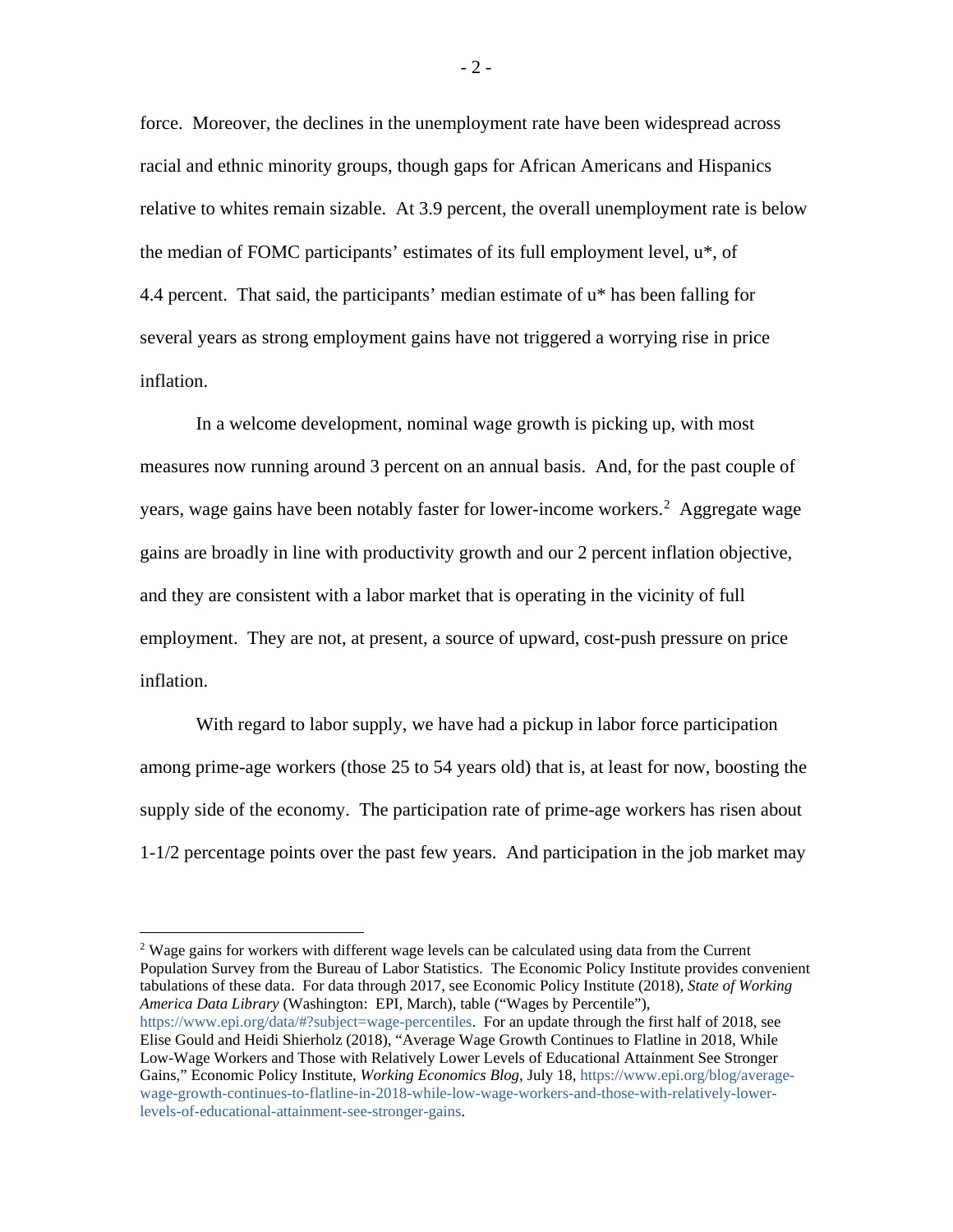force. Moreover, the declines in the unemployment rate have been widespread across racial and ethnic minority groups, though gaps for African Americans and Hispanics relative to whites remain sizable. At 3.9 percent, the overall unemployment rate is below the median of FOMC participants' estimates of its full employment level, u*, of 4.4 percent. That said, the participants' median estimate of u* has been falling for several years as strong employment gains have not triggered a worrying rise in price inflation.

In a welcome development, nominal wage growth is picking up, with most measures now running around 3 percent on an annual basis. And, for the past couple of years, wage gains have been notably faster for lower-income workers.[2] Aggregate wage gains are broadly in line with productivity growth and our 2 percent inflation objective, and they are consistent with a labor market that is operating in the vicinity of full employment. They are not, at present, a source of upward, cost-push pressure on price inflation.

With regard to labor supply, we have had a pickup in labor force participation among prime-age workers (those 25 to 54 years old) that is, at least for now, boosting the supply side of the economy. The participation rate of prime-age workers has risen about 1-1/2 percentage points over the past few years. And participation in the job market may

---

[2] Wage gains for workers with different wage levels can be calculated using data from the Current Population Survey from the Bureau of Labor Statistics. The Economic Policy Institute provides convenient tabulations of these data. For data through 2017, see Economic Policy Institute (2018), *State of Working America Data Library* (Washington: EPI, March), table ("Wages by Percentile"), https://www.epi.org/data/#?subject=wage-percentiles. For an update through the first half of 2018, see Elise Gould and Heidi Shierholz (2018), "Average Wage Growth Continues to Flatline in 2018, While Low-Wage Workers and Those with Relatively Lower Levels of Educational Attainment See Stronger Gains," Economic Policy Institute, *Working Economics Blog*, July 18, https://www.epi.org/blog/average-wage-growth-continues-to-flatline-in-2018-while-low-wage-workers-and-those-with-relatively-lower-levels-of-educational-attainment-see-stronger-gains.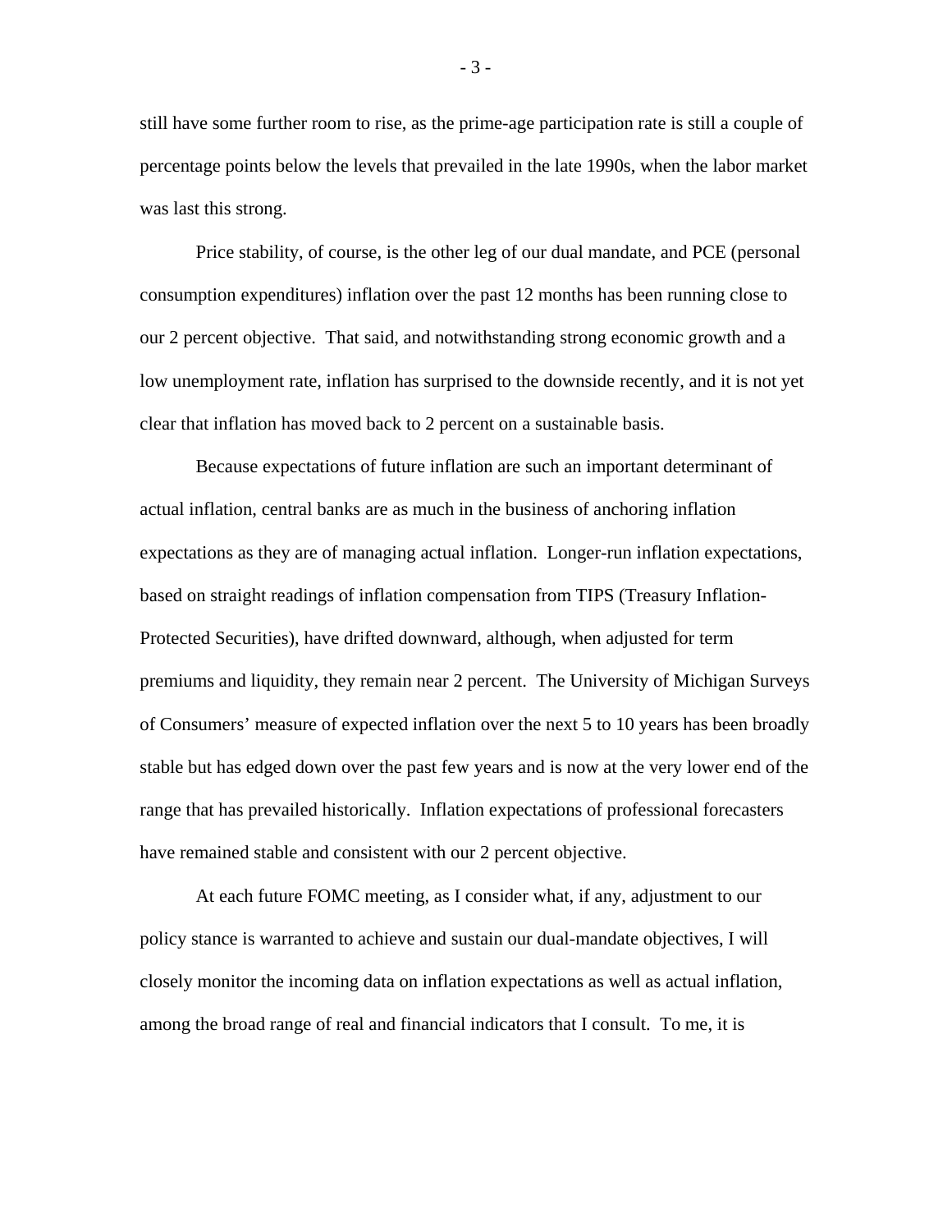still have some further room to rise, as the prime-age participation rate is still a couple of percentage points below the levels that prevailed in the late 1990s, when the labor market was last this strong.

Price stability, of course, is the other leg of our dual mandate, and PCE (personal consumption expenditures) inflation over the past 12 months has been running close to our 2 percent objective. That said, and notwithstanding strong economic growth and a low unemployment rate, inflation has surprised to the downside recently, and it is not yet clear that inflation has moved back to 2 percent on a sustainable basis.

Because expectations of future inflation are such an important determinant of actual inflation, central banks are as much in the business of anchoring inflation expectations as they are of managing actual inflation. Longer-run inflation expectations, based on straight readings of inflation compensation from TIPS (Treasury Inflation-Protected Securities), have drifted downward, although, when adjusted for term premiums and liquidity, they remain near 2 percent. The University of Michigan Surveys of Consumers' measure of expected inflation over the next 5 to 10 years has been broadly stable but has edged down over the past few years and is now at the very lower end of the range that has prevailed historically. Inflation expectations of professional forecasters have remained stable and consistent with our 2 percent objective.

At each future FOMC meeting, as I consider what, if any, adjustment to our policy stance is warranted to achieve and sustain our dual-mandate objectives, I will closely monitor the incoming data on inflation expectations as well as actual inflation, among the broad range of real and financial indicators that I consult. To me, it is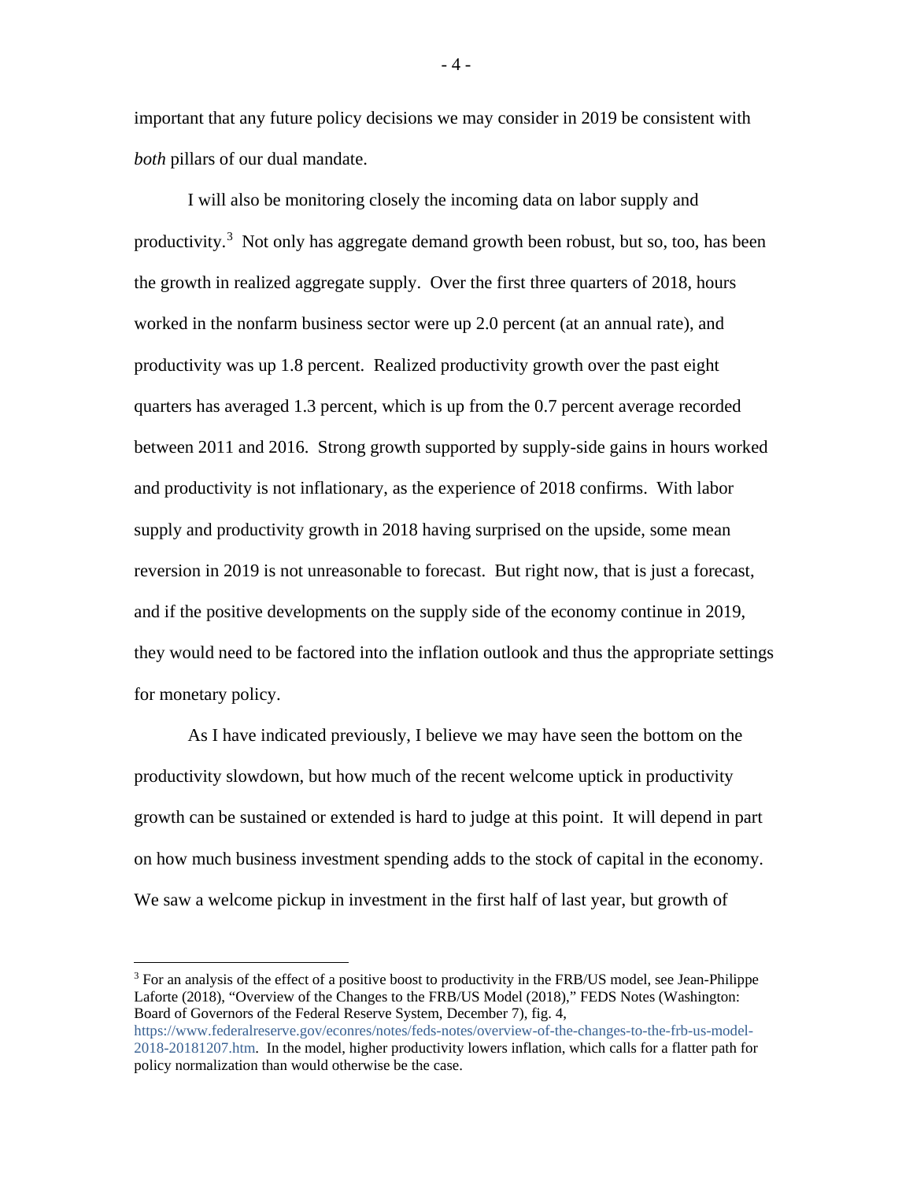important that any future policy decisions we may consider in 2019 be consistent with *both* pillars of our dual mandate.

I will also be monitoring closely the incoming data on labor supply and productivity.[3] Not only has aggregate demand growth been robust, but so, too, has been the growth in realized aggregate supply. Over the first three quarters of 2018, hours worked in the nonfarm business sector were up 2.0 percent (at an annual rate), and productivity was up 1.8 percent. Realized productivity growth over the past eight quarters has averaged 1.3 percent, which is up from the 0.7 percent average recorded between 2011 and 2016. Strong growth supported by supply-side gains in hours worked and productivity is not inflationary, as the experience of 2018 confirms. With labor supply and productivity growth in 2018 having surprised on the upside, some mean reversion in 2019 is not unreasonable to forecast. But right now, that is just a forecast, and if the positive developments on the supply side of the economy continue in 2019, they would need to be factored into the inflation outlook and thus the appropriate settings for monetary policy.

As I have indicated previously, I believe we may have seen the bottom on the productivity slowdown, but how much of the recent welcome uptick in productivity growth can be sustained or extended is hard to judge at this point. It will depend in part on how much business investment spending adds to the stock of capital in the economy. We saw a welcome pickup in investment in the first half of last year, but growth of

---

[3] For an analysis of the effect of a positive boost to productivity in the FRB/US model, see Jean-Philippe Laforte (2018), "Overview of the Changes to the FRB/US Model (2018)," FEDS Notes (Washington: Board of Governors of the Federal Reserve System, December 7), fig. 4, https://www.federalreserve.gov/econres/notes/feds-notes/overview-of-the-changes-to-the-frb-us-model-2018-20181207.htm. In the model, higher productivity lowers inflation, which calls for a flatter path for policy normalization than would otherwise be the case.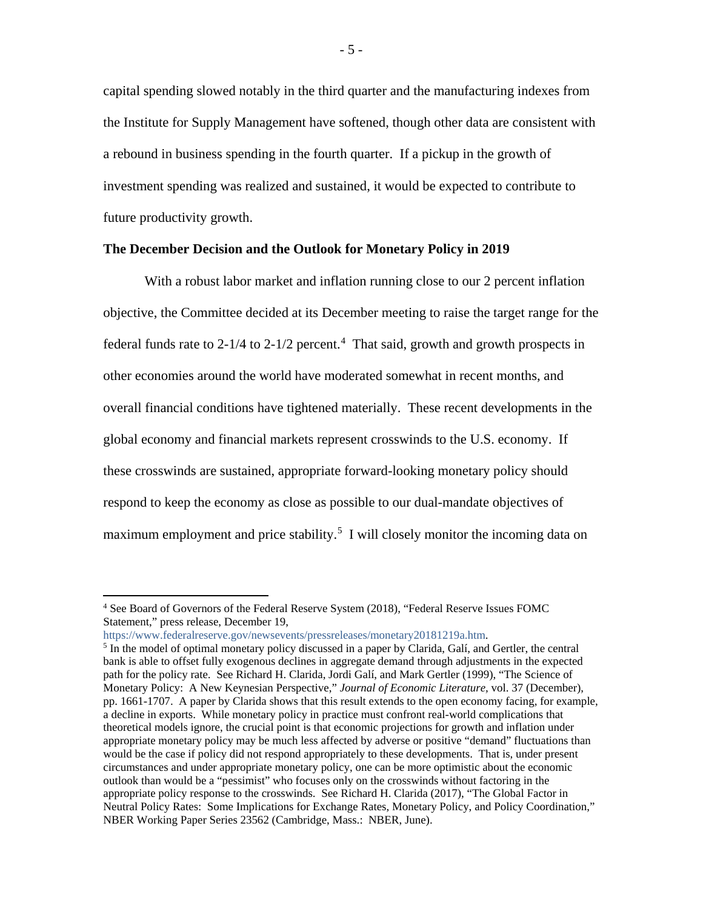capital spending slowed notably in the third quarter and the manufacturing indexes from the Institute for Supply Management have softened, though other data are consistent with a rebound in business spending in the fourth quarter. If a pickup in the growth of investment spending was realized and sustained, it would be expected to contribute to future productivity growth.

**The December Decision and the Outlook for Monetary Policy in 2019**

With a robust labor market and inflation running close to our 2 percent inflation objective, the Committee decided at its December meeting to raise the target range for the federal funds rate to 2-1/4 to 2-1/2 percent.[4] That said, growth and growth prospects in other economies around the world have moderated somewhat in recent months, and overall financial conditions have tightened materially. These recent developments in the global economy and financial markets represent crosswinds to the U.S. economy. If these crosswinds are sustained, appropriate forward-looking monetary policy should respond to keep the economy as close as possible to our dual-mandate objectives of maximum employment and price stability.[5] I will closely monitor the incoming data on

---

[4] See Board of Governors of the Federal Reserve System (2018), "Federal Reserve Issues FOMC Statement," press release, December 19, https://www.federalreserve.gov/newsevents/pressreleases/monetary20181219a.htm.

[5] In the model of optimal monetary policy discussed in a paper by Clarida, Galí, and Gertler, the central bank is able to offset fully exogenous declines in aggregate demand through adjustments in the expected path for the policy rate. See Richard H. Clarida, Jordi Galí, and Mark Gertler (1999), "The Science of Monetary Policy: A New Keynesian Perspective," *Journal of Economic Literature*, vol. 37 (December), pp. 1661-1707. A paper by Clarida shows that this result extends to the open economy facing, for example, a decline in exports. While monetary policy in practice must confront real-world complications that theoretical models ignore, the crucial point is that economic projections for growth and inflation under appropriate monetary policy may be much less affected by adverse or positive "demand" fluctuations than would be the case if policy did not respond appropriately to these developments. That is, under present circumstances and under appropriate monetary policy, one can be more optimistic about the economic outlook than would be a "pessimist" who focuses only on the crosswinds without factoring in the appropriate policy response to the crosswinds. See Richard H. Clarida (2017), "The Global Factor in Neutral Policy Rates: Some Implications for Exchange Rates, Monetary Policy, and Policy Coordination," NBER Working Paper Series 23562 (Cambridge, Mass.: NBER, June).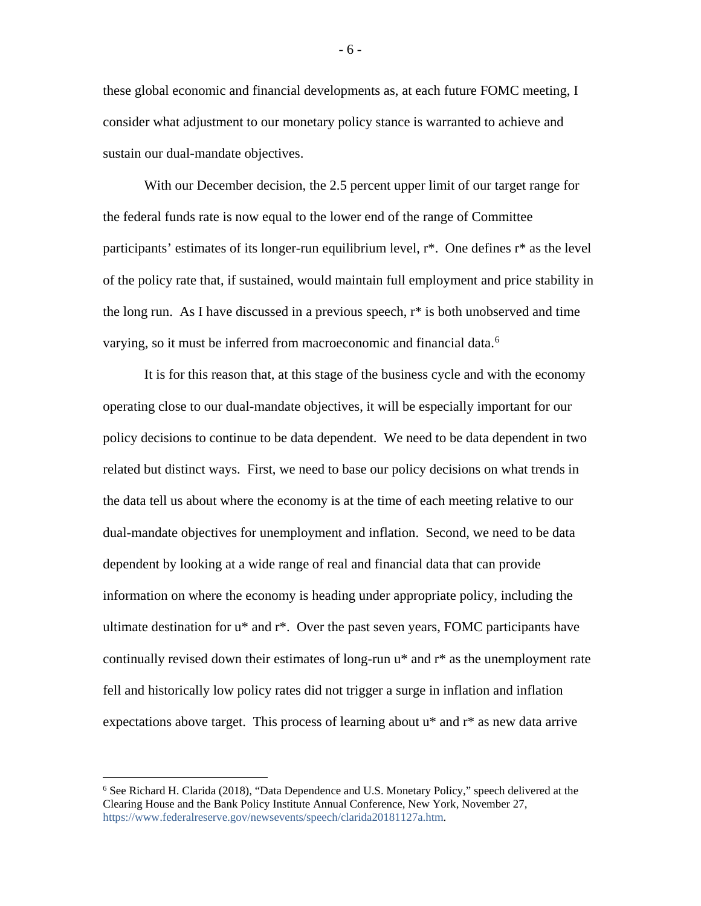these global economic and financial developments as, at each future FOMC meeting, I consider what adjustment to our monetary policy stance is warranted to achieve and sustain our dual-mandate objectives.

With our December decision, the 2.5 percent upper limit of our target range for the federal funds rate is now equal to the lower end of the range of Committee participants' estimates of its longer-run equilibrium level, r*. One defines r* as the level of the policy rate that, if sustained, would maintain full employment and price stability in the long run. As I have discussed in a previous speech, r* is both unobserved and time varying, so it must be inferred from macroeconomic and financial data.[6]

It is for this reason that, at this stage of the business cycle and with the economy operating close to our dual-mandate objectives, it will be especially important for our policy decisions to continue to be data dependent. We need to be data dependent in two related but distinct ways. First, we need to base our policy decisions on what trends in the data tell us about where the economy is at the time of each meeting relative to our dual-mandate objectives for unemployment and inflation. Second, we need to be data dependent by looking at a wide range of real and financial data that can provide information on where the economy is heading under appropriate policy, including the ultimate destination for u* and r*. Over the past seven years, FOMC participants have continually revised down their estimates of long-run u* and r* as the unemployment rate fell and historically low policy rates did not trigger a surge in inflation and inflation expectations above target. This process of learning about u* and r* as new data arrive

[6] See Richard H. Clarida (2018), "Data Dependence and U.S. Monetary Policy," speech delivered at the Clearing House and the Bank Policy Institute Annual Conference, New York, November 27, https://www.federalreserve.gov/newsevents/speech/clarida20181127a.htm.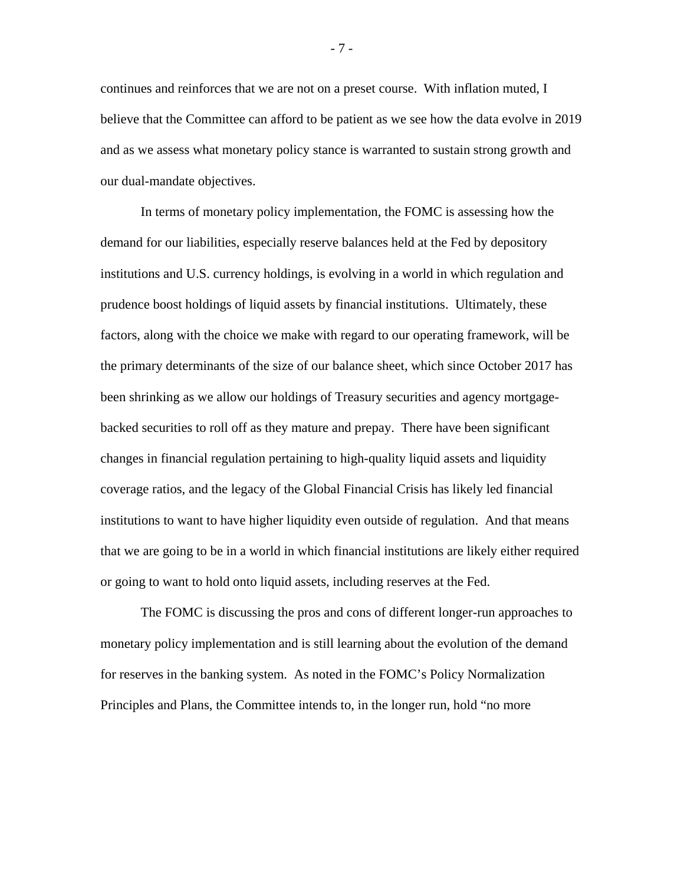continues and reinforces that we are not on a preset course. With inflation muted, I believe that the Committee can afford to be patient as we see how the data evolve in 2019 and as we assess what monetary policy stance is warranted to sustain strong growth and our dual-mandate objectives.

In terms of monetary policy implementation, the FOMC is assessing how the demand for our liabilities, especially reserve balances held at the Fed by depository institutions and U.S. currency holdings, is evolving in a world in which regulation and prudence boost holdings of liquid assets by financial institutions. Ultimately, these factors, along with the choice we make with regard to our operating framework, will be the primary determinants of the size of our balance sheet, which since October 2017 has been shrinking as we allow our holdings of Treasury securities and agency mortgage-backed securities to roll off as they mature and prepay. There have been significant changes in financial regulation pertaining to high-quality liquid assets and liquidity coverage ratios, and the legacy of the Global Financial Crisis has likely led financial institutions to want to have higher liquidity even outside of regulation. And that means that we are going to be in a world in which financial institutions are likely either required or going to want to hold onto liquid assets, including reserves at the Fed.

The FOMC is discussing the pros and cons of different longer-run approaches to monetary policy implementation and is still learning about the evolution of the demand for reserves in the banking system. As noted in the FOMC's Policy Normalization Principles and Plans, the Committee intends to, in the longer run, hold "no more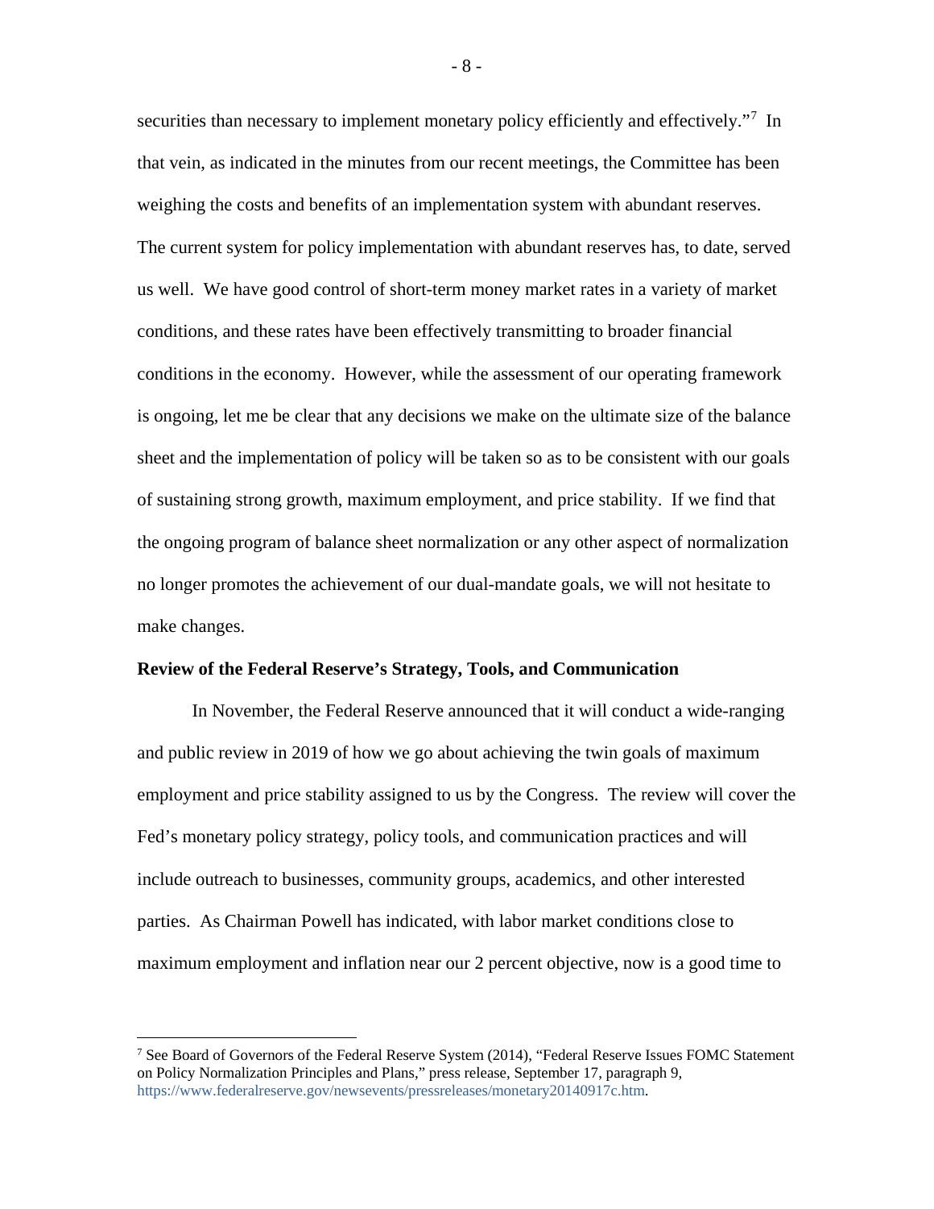securities than necessary to implement monetary policy efficiently and effectively."[7] In that vein, as indicated in the minutes from our recent meetings, the Committee has been weighing the costs and benefits of an implementation system with abundant reserves. The current system for policy implementation with abundant reserves has, to date, served us well. We have good control of short-term money market rates in a variety of market conditions, and these rates have been effectively transmitting to broader financial conditions in the economy. However, while the assessment of our operating framework is ongoing, let me be clear that any decisions we make on the ultimate size of the balance sheet and the implementation of policy will be taken so as to be consistent with our goals of sustaining strong growth, maximum employment, and price stability. If we find that the ongoing program of balance sheet normalization or any other aspect of normalization no longer promotes the achievement of our dual-mandate goals, we will not hesitate to make changes.

**Review of the Federal Reserve's Strategy, Tools, and Communication**

In November, the Federal Reserve announced that it will conduct a wide-ranging and public review in 2019 of how we go about achieving the twin goals of maximum employment and price stability assigned to us by the Congress. The review will cover the Fed's monetary policy strategy, policy tools, and communication practices and will include outreach to businesses, community groups, academics, and other interested parties. As Chairman Powell has indicated, with labor market conditions close to maximum employment and inflation near our 2 percent objective, now is a good time to

[7] See Board of Governors of the Federal Reserve System (2014), "Federal Reserve Issues FOMC Statement on Policy Normalization Principles and Plans," press release, September 17, paragraph 9, https://www.federalreserve.gov/newsevents/pressreleases/monetary20140917c.htm.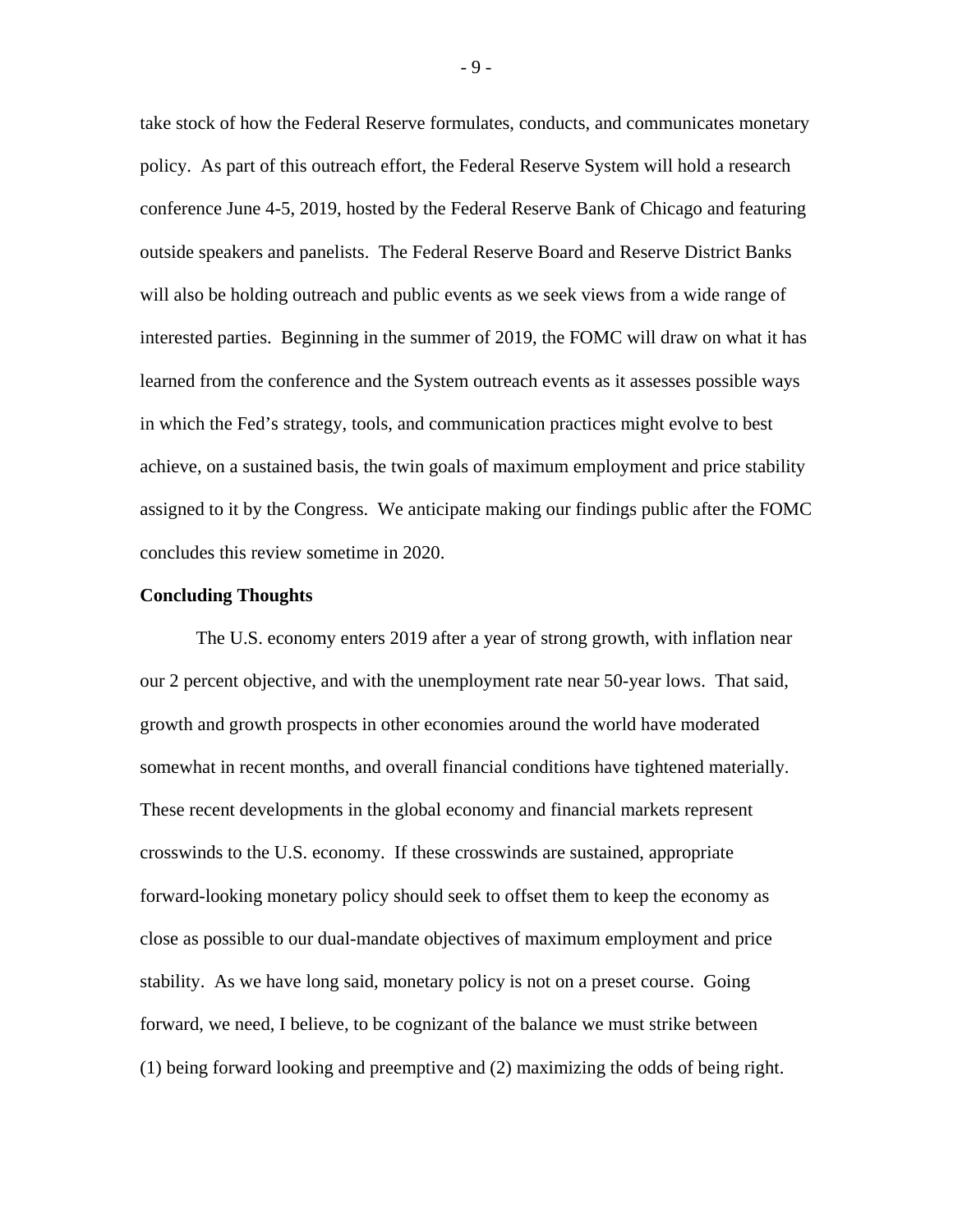take stock of how the Federal Reserve formulates, conducts, and communicates monetary policy. As part of this outreach effort, the Federal Reserve System will hold a research conference June 4-5, 2019, hosted by the Federal Reserve Bank of Chicago and featuring outside speakers and panelists. The Federal Reserve Board and Reserve District Banks will also be holding outreach and public events as we seek views from a wide range of interested parties. Beginning in the summer of 2019, the FOMC will draw on what it has learned from the conference and the System outreach events as it assesses possible ways in which the Fed's strategy, tools, and communication practices might evolve to best achieve, on a sustained basis, the twin goals of maximum employment and price stability assigned to it by the Congress. We anticipate making our findings public after the FOMC concludes this review sometime in 2020.

**Concluding Thoughts**

The U.S. economy enters 2019 after a year of strong growth, with inflation near our 2 percent objective, and with the unemployment rate near 50-year lows. That said, growth and growth prospects in other economies around the world have moderated somewhat in recent months, and overall financial conditions have tightened materially. These recent developments in the global economy and financial markets represent crosswinds to the U.S. economy. If these crosswinds are sustained, appropriate forward-looking monetary policy should seek to offset them to keep the economy as close as possible to our dual-mandate objectives of maximum employment and price stability. As we have long said, monetary policy is not on a preset course. Going forward, we need, I believe, to be cognizant of the balance we must strike between (1) being forward looking and preemptive and (2) maximizing the odds of being right.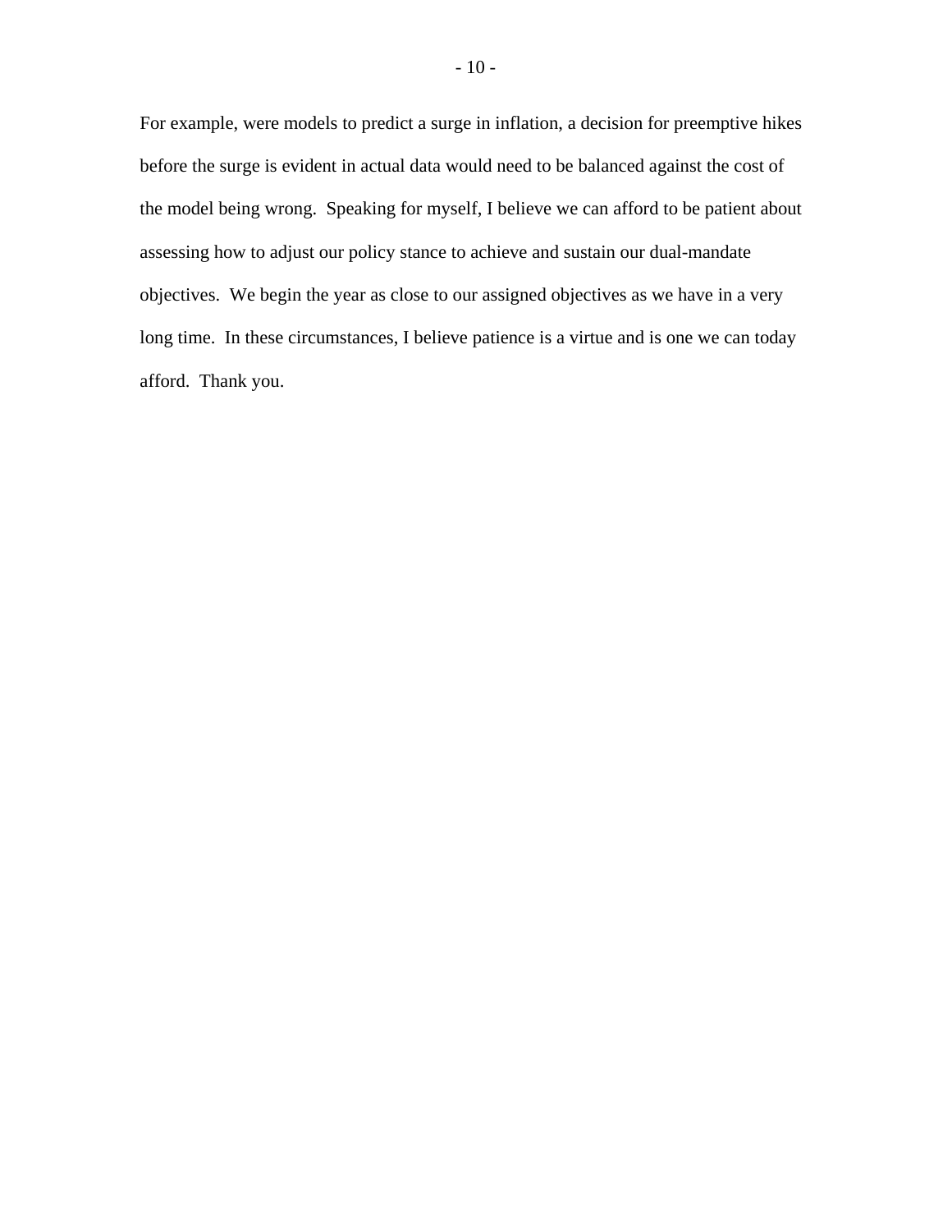For example, were models to predict a surge in inflation, a decision for preemptive hikes before the surge is evident in actual data would need to be balanced against the cost of the model being wrong. Speaking for myself, I believe we can afford to be patient about assessing how to adjust our policy stance to achieve and sustain our dual-mandate objectives. We begin the year as close to our assigned objectives as we have in a very long time. In these circumstances, I believe patience is a virtue and is one we can today afford. Thank you.